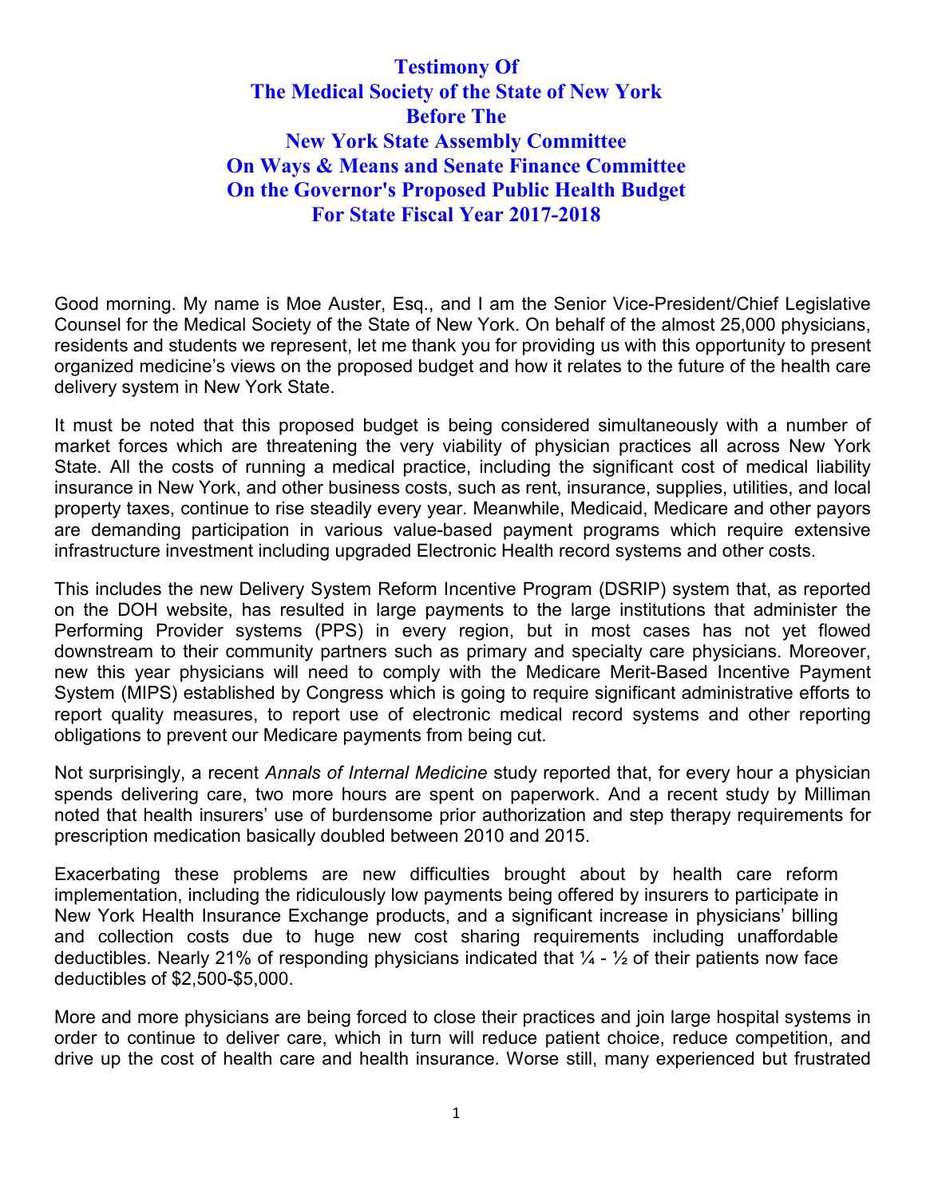# Testimony Of The Medical Society of the State of New York Before The New York State Assembly Committee On Ways & Means and Senate Finance Committee On the Governor's Proposed Public Health Budget For State Fiscal Year 2017-2018

Good morning. My name is Moe Auster, Esq., and I am the Senior Vice-President/Chief Legislative Counsel for the Medical Society of the State of New York. On behalf of the almost 25,000 physicians, residents and students we represent, let me thank you for providing us with this opportunity to present organized medicine's views on the proposed budget and how it relates to the future of the health care delivery system in New York State.

It must be noted that this proposed budget is being considered simultaneously with a number of market forces which are threatening the very viability of physician practices all across New York State. All the costs of running a medical practice, including the significant cost of medical liability insurance in New York, and other business costs, such as rent, insurance, supplies, utilities, and local property taxes, continue to rise steadily every year. Meanwhile, Medicaid, Medicare and other payors are demanding participation in various value-based payment programs which require extensive infrastructure investment including upgraded Electronic Health record systems and other costs.

This includes the new Delivery System Reform Incentive Program (DSRIP) system that, as reported on the DOH website, has resulted in large payments to the large institutions that administer the Performing Provider systems (PPS) in every region, but in most cases has not yet flowed downstream to their community partners such as primary and specialty care physicians. Moreover, new this year physicians will need to comply with the Medicare Merit-Based Incentive Payment System (MIPS) established by Congress which is going to require significant administrative efforts to report quality measures, to report use of electronic medical record systems and other reporting obligations to prevent our Medicare payments from being cut.

Not surprisingly, a recent *Annals of Internal Medicine* study reported that, for every hour a physician spends delivering care, two more hours are spent on paperwork. And a recent study by Milliman noted that health insurers' use of burdensome prior authorization and step therapy requirements for prescription medication basically doubled between 2010 and 2015.

Exacerbating these problems are new difficulties brought about by health care reform implementation, including the ridiculously low payments being offered by insurers to participate in New York Health Insurance Exchange products, and a significant increase in physicians' billing and collection costs due to huge new cost sharing requirements including unaffordable deductibles. Nearly 21% of responding physicians indicated that ¼ - ½ of their patients now face deductibles of $2,500-$5,000.

More and more physicians are being forced to close their practices and join large hospital systems in order to continue to deliver care, which in turn will reduce patient choice, reduce competition, and drive up the cost of health care and health insurance. Worse still, many experienced but frustrated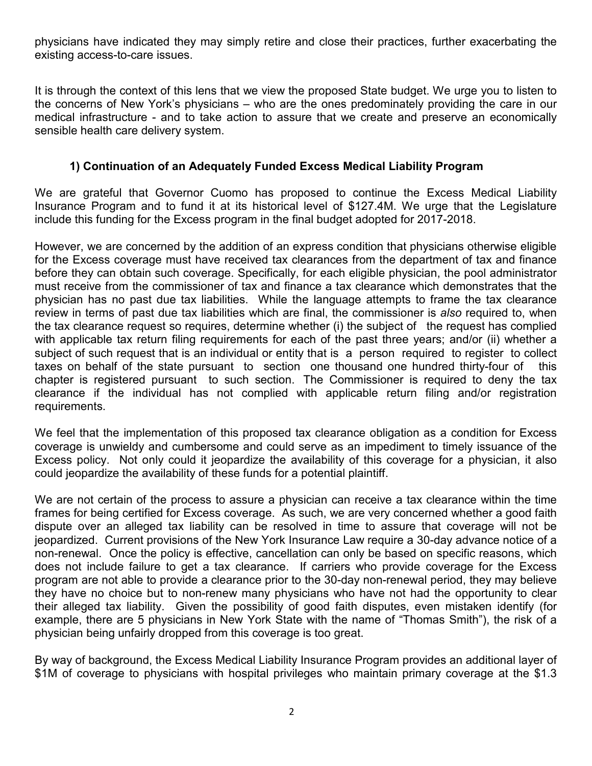physicians have indicated they may simply retire and close their practices, further exacerbating the existing access-to-care issues.

It is through the context of this lens that we view the proposed State budget. We urge you to listen to the concerns of New York's physicians – who are the ones predominately providing the care in our medical infrastructure - and to take action to assure that we create and preserve an economically sensible health care delivery system.

### 1) Continuation of an Adequately Funded Excess Medical Liability Program

We are grateful that Governor Cuomo has proposed to continue the Excess Medical Liability Insurance Program and to fund it at its historical level of $127.4M. We urge that the Legislature include this funding for the Excess program in the final budget adopted for 2017-2018.

However, we are concerned by the addition of an express condition that physicians otherwise eligible for the Excess coverage must have received tax clearances from the department of tax and finance before they can obtain such coverage. Specifically, for each eligible physician, the pool administrator must receive from the commissioner of tax and finance a tax clearance which demonstrates that the physician has no past due tax liabilities. While the language attempts to frame the tax clearance review in terms of past due tax liabilities which are final, the commissioner is *also* required to, when the tax clearance request so requires, determine whether (i) the subject of the request has complied with applicable tax return filing requirements for each of the past three years; and/or (ii) whether a subject of such request that is an individual or entity that is a person required to register to collect taxes on behalf of the state pursuant to section one thousand one hundred thirty-four of this chapter is registered pursuant to such section. The Commissioner is required to deny the tax clearance if the individual has not complied with applicable return filing and/or registration requirements.

We feel that the implementation of this proposed tax clearance obligation as a condition for Excess coverage is unwieldy and cumbersome and could serve as an impediment to timely issuance of the Excess policy. Not only could it jeopardize the availability of this coverage for a physician, it also could jeopardize the availability of these funds for a potential plaintiff.

We are not certain of the process to assure a physician can receive a tax clearance within the time frames for being certified for Excess coverage. As such, we are very concerned whether a good faith dispute over an alleged tax liability can be resolved in time to assure that coverage will not be jeopardized. Current provisions of the New York Insurance Law require a 30-day advance notice of a non-renewal. Once the policy is effective, cancellation can only be based on specific reasons, which does not include failure to get a tax clearance. If carriers who provide coverage for the Excess program are not able to provide a clearance prior to the 30-day non-renewal period, they may believe they have no choice but to non-renew many physicians who have not had the opportunity to clear their alleged tax liability. Given the possibility of good faith disputes, even mistaken identify (for example, there are 5 physicians in New York State with the name of "Thomas Smith"), the risk of a physician being unfairly dropped from this coverage is too great.

By way of background, the Excess Medical Liability Insurance Program provides an additional layer of $1M of coverage to physicians with hospital privileges who maintain primary coverage at the $1.3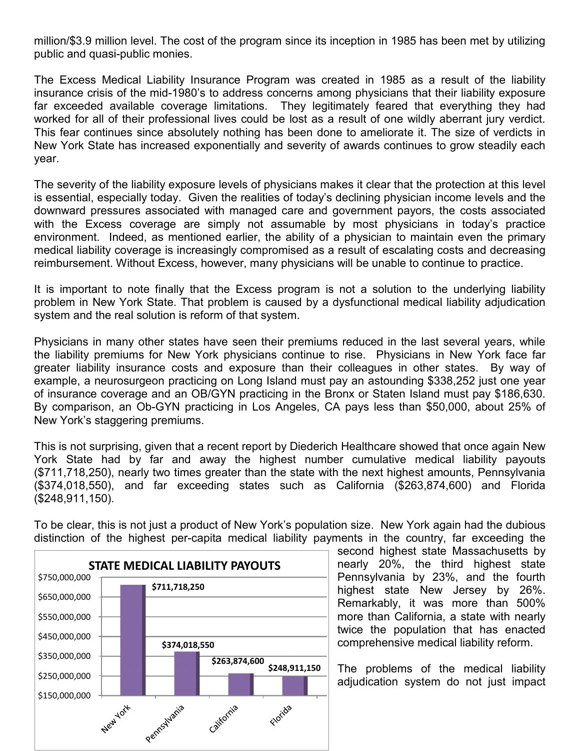million/$3.9 million level. The cost of the program since its inception in 1985 has been met by utilizing public and quasi-public monies.

The Excess Medical Liability Insurance Program was created in 1985 as a result of the liability insurance crisis of the mid-1980's to address concerns among physicians that their liability exposure far exceeded available coverage limitations. They legitimately feared that everything they had worked for all of their professional lives could be lost as a result of one wildly aberrant jury verdict. This fear continues since absolutely nothing has been done to ameliorate it. The size of verdicts in New York State has increased exponentially and severity of awards continues to grow steadily each year.

The severity of the liability exposure levels of physicians makes it clear that the protection at this level is essential, especially today. Given the realities of today's declining physician income levels and the downward pressures associated with managed care and government payors, the costs associated with the Excess coverage are simply not assumable by most physicians in today's practice environment. Indeed, as mentioned earlier, the ability of a physician to maintain even the primary medical liability coverage is increasingly compromised as a result of escalating costs and decreasing reimbursement. Without Excess, however, many physicians will be unable to continue to practice.

It is important to note finally that the Excess program is not a solution to the underlying liability problem in New York State. That problem is caused by a dysfunctional medical liability adjudication system and the real solution is reform of that system.

Physicians in many other states have seen their premiums reduced in the last several years, while the liability premiums for New York physicians continue to rise. Physicians in New York face far greater liability insurance costs and exposure than their colleagues in other states. By way of example, a neurosurgeon practicing on Long Island must pay an astounding $338,252 just one year of insurance coverage and an OB/GYN practicing in the Bronx or Staten Island must pay $186,630. By comparison, an Ob-GYN practicing in Los Angeles, CA pays less than $50,000, about 25% of New York's staggering premiums.

This is not surprising, given that a recent report by Diederich Healthcare showed that once again New York State had by far and away the highest number cumulative medical liability payouts ($711,718,250), nearly two times greater than the state with the next highest amounts, Pennsylvania ($374,018,550), and far exceeding states such as California ($263,874,600) and Florida ($248,911,150).

To be clear, this is not just a product of New York's population size. New York again had the dubious distinction of the highest per-capita medical liability payments in the country, far exceeding the second highest state Massachusetts by nearly 20%, the third highest state Pennsylvania by 23%, and the fourth highest state New Jersey by 26%. Remarkably, it was more than 500% more than California, a state with nearly twice the population that has enacted comprehensive medical liability reform.

**STATE MEDICAL LIABILITY PAYOUTS**

| State | Payouts |
|---|---|
| New York | $711,718,250 |
| Pennsylvania | $374,018,550 |
| California | $263,874,600 |
| Florida | $248,911,150 |

The problems of the medical liability adjudication system do not just impact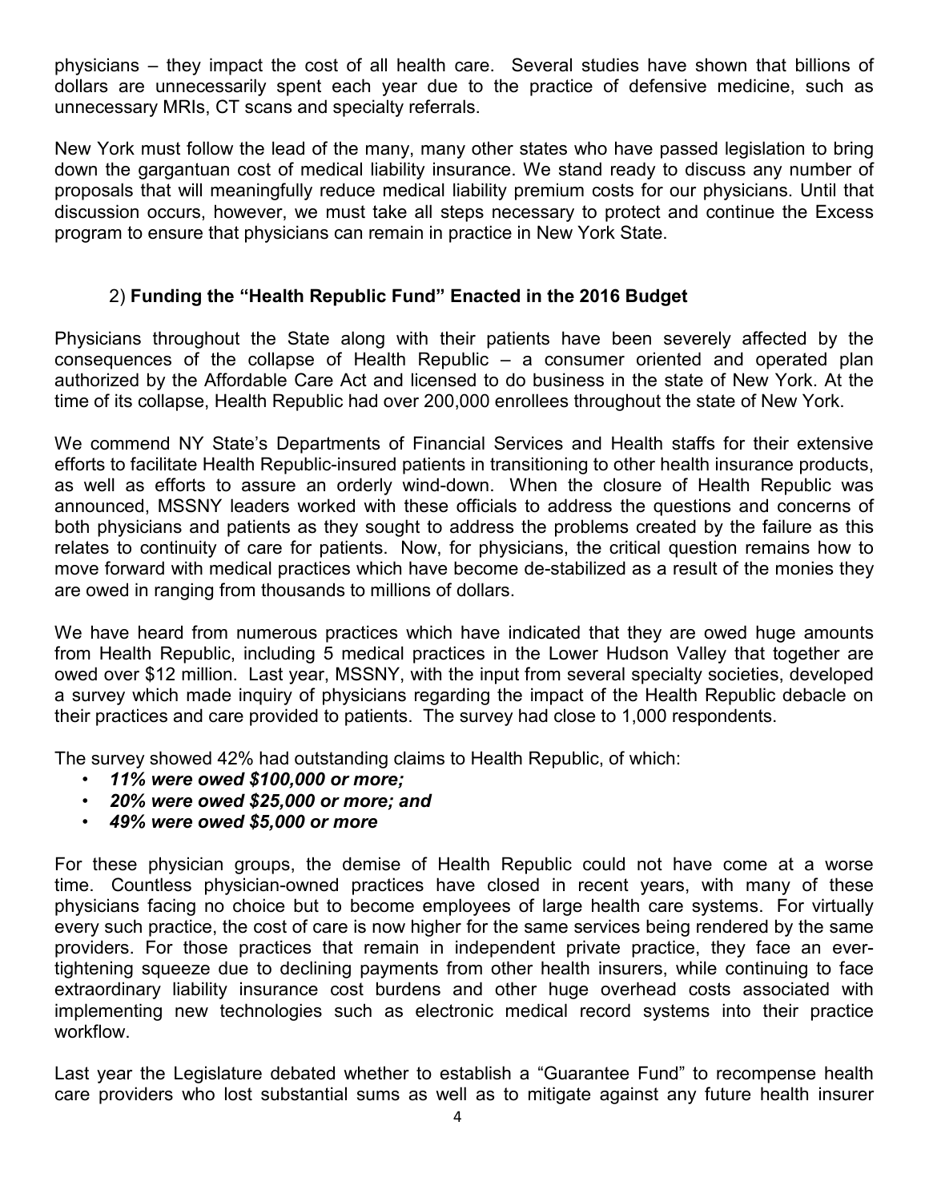physicians – they impact the cost of all health care. Several studies have shown that billions of dollars are unnecessarily spent each year due to the practice of defensive medicine, such as unnecessary MRIs, CT scans and specialty referrals.

New York must follow the lead of the many, many other states who have passed legislation to bring down the gargantuan cost of medical liability insurance. We stand ready to discuss any number of proposals that will meaningfully reduce medical liability premium costs for our physicians. Until that discussion occurs, however, we must take all steps necessary to protect and continue the Excess program to ensure that physicians can remain in practice in New York State.

### 2) **Funding the "Health Republic Fund" Enacted in the 2016 Budget**

Physicians throughout the State along with their patients have been severely affected by the consequences of the collapse of Health Republic – a consumer oriented and operated plan authorized by the Affordable Care Act and licensed to do business in the state of New York. At the time of its collapse, Health Republic had over 200,000 enrollees throughout the state of New York.

We commend NY State's Departments of Financial Services and Health staffs for their extensive efforts to facilitate Health Republic-insured patients in transitioning to other health insurance products, as well as efforts to assure an orderly wind-down. When the closure of Health Republic was announced, MSSNY leaders worked with these officials to address the questions and concerns of both physicians and patients as they sought to address the problems created by the failure as this relates to continuity of care for patients. Now, for physicians, the critical question remains how to move forward with medical practices which have become de-stabilized as a result of the monies they are owed in ranging from thousands to millions of dollars.

We have heard from numerous practices which have indicated that they are owed huge amounts from Health Republic, including 5 medical practices in the Lower Hudson Valley that together are owed over $12 million. Last year, MSSNY, with the input from several specialty societies, developed a survey which made inquiry of physicians regarding the impact of the Health Republic debacle on their practices and care provided to patients. The survey had close to 1,000 respondents.

The survey showed 42% had outstanding claims to Health Republic, of which:

- ***11% were owed $100,000 or more;***
- ***20% were owed $25,000 or more; and***
- ***49% were owed $5,000 or more***

For these physician groups, the demise of Health Republic could not have come at a worse time. Countless physician-owned practices have closed in recent years, with many of these physicians facing no choice but to become employees of large health care systems. For virtually every such practice, the cost of care is now higher for the same services being rendered by the same providers. For those practices that remain in independent private practice, they face an ever-tightening squeeze due to declining payments from other health insurers, while continuing to face extraordinary liability insurance cost burdens and other huge overhead costs associated with implementing new technologies such as electronic medical record systems into their practice workflow.

Last year the Legislature debated whether to establish a "Guarantee Fund" to recompense health care providers who lost substantial sums as well as to mitigate against any future health insurer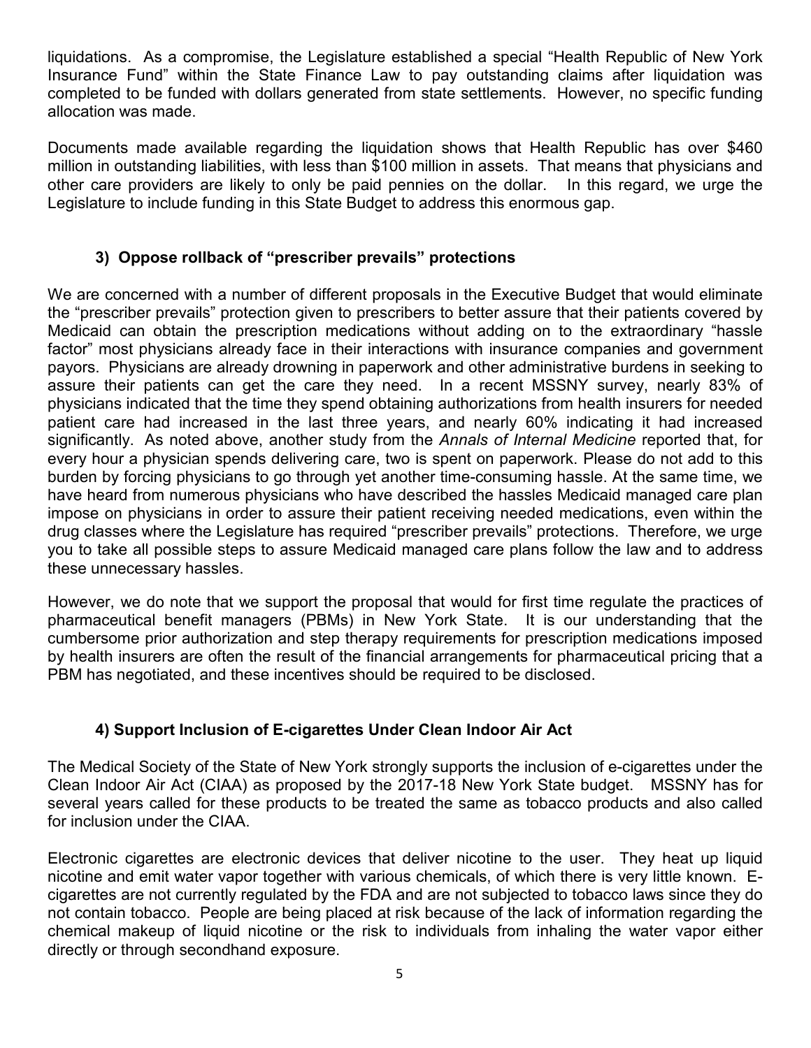liquidations. As a compromise, the Legislature established a special "Health Republic of New York Insurance Fund" within the State Finance Law to pay outstanding claims after liquidation was completed to be funded with dollars generated from state settlements. However, no specific funding allocation was made.

Documents made available regarding the liquidation shows that Health Republic has over $460 million in outstanding liabilities, with less than $100 million in assets. That means that physicians and other care providers are likely to only be paid pennies on the dollar. In this regard, we urge the Legislature to include funding in this State Budget to address this enormous gap.

### 3) Oppose rollback of "prescriber prevails" protections

We are concerned with a number of different proposals in the Executive Budget that would eliminate the "prescriber prevails" protection given to prescribers to better assure that their patients covered by Medicaid can obtain the prescription medications without adding on to the extraordinary "hassle factor" most physicians already face in their interactions with insurance companies and government payors. Physicians are already drowning in paperwork and other administrative burdens in seeking to assure their patients can get the care they need. In a recent MSSNY survey, nearly 83% of physicians indicated that the time they spend obtaining authorizations from health insurers for needed patient care had increased in the last three years, and nearly 60% indicating it had increased significantly. As noted above, another study from the *Annals of Internal Medicine* reported that, for every hour a physician spends delivering care, two is spent on paperwork. Please do not add to this burden by forcing physicians to go through yet another time-consuming hassle. At the same time, we have heard from numerous physicians who have described the hassles Medicaid managed care plan impose on physicians in order to assure their patient receiving needed medications, even within the drug classes where the Legislature has required "prescriber prevails" protections. Therefore, we urge you to take all possible steps to assure Medicaid managed care plans follow the law and to address these unnecessary hassles.

However, we do note that we support the proposal that would for first time regulate the practices of pharmaceutical benefit managers (PBMs) in New York State. It is our understanding that the cumbersome prior authorization and step therapy requirements for prescription medications imposed by health insurers are often the result of the financial arrangements for pharmaceutical pricing that a PBM has negotiated, and these incentives should be required to be disclosed.

### 4) Support Inclusion of E-cigarettes Under Clean Indoor Air Act

The Medical Society of the State of New York strongly supports the inclusion of e-cigarettes under the Clean Indoor Air Act (CIAA) as proposed by the 2017-18 New York State budget. MSSNY has for several years called for these products to be treated the same as tobacco products and also called for inclusion under the CIAA.

Electronic cigarettes are electronic devices that deliver nicotine to the user. They heat up liquid nicotine and emit water vapor together with various chemicals, of which there is very little known. E-cigarettes are not currently regulated by the FDA and are not subjected to tobacco laws since they do not contain tobacco. People are being placed at risk because of the lack of information regarding the chemical makeup of liquid nicotine or the risk to individuals from inhaling the water vapor either directly or through secondhand exposure.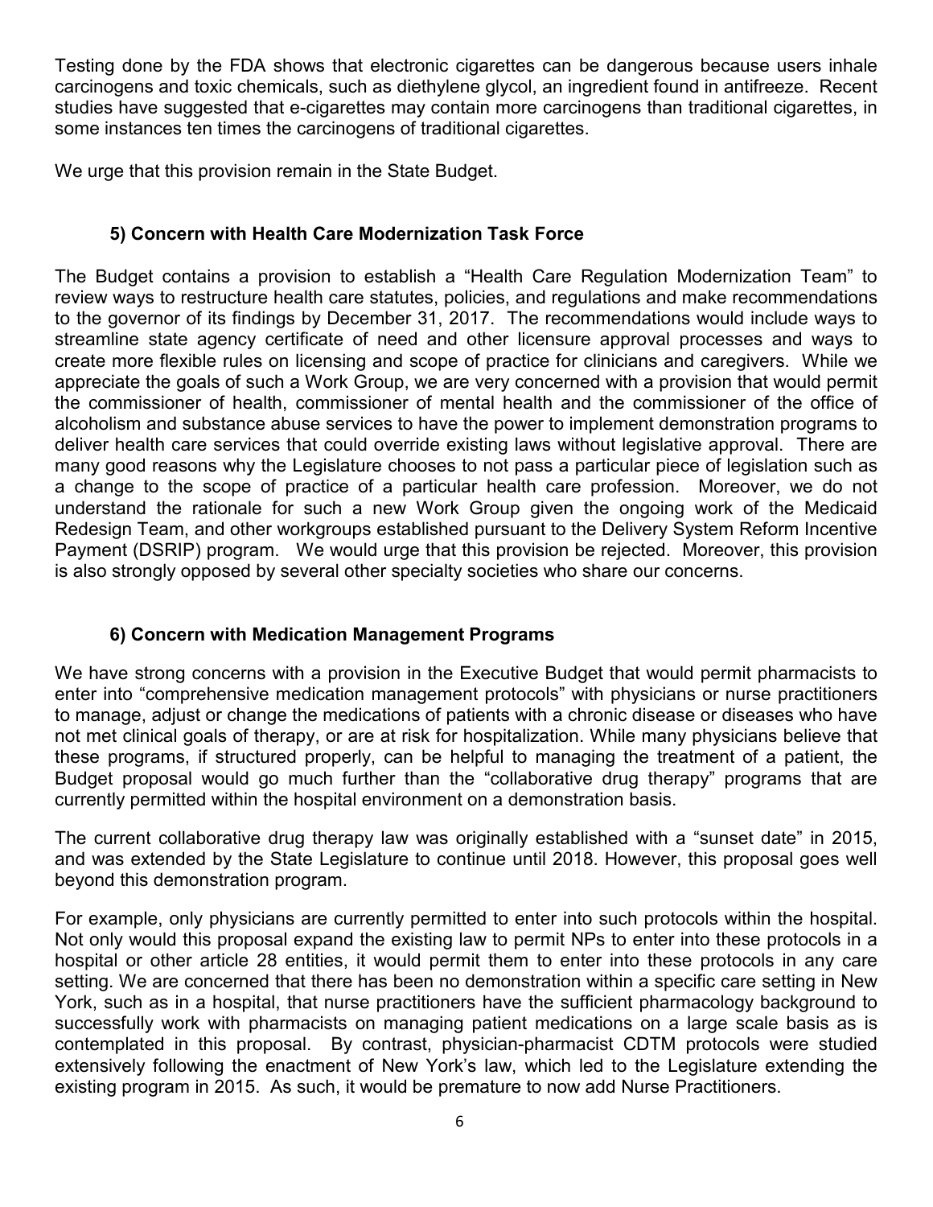Testing done by the FDA shows that electronic cigarettes can be dangerous because users inhale carcinogens and toxic chemicals, such as diethylene glycol, an ingredient found in antifreeze. Recent studies have suggested that e-cigarettes may contain more carcinogens than traditional cigarettes, in some instances ten times the carcinogens of traditional cigarettes.

We urge that this provision remain in the State Budget.

### 5) Concern with Health Care Modernization Task Force

The Budget contains a provision to establish a "Health Care Regulation Modernization Team" to review ways to restructure health care statutes, policies, and regulations and make recommendations to the governor of its findings by December 31, 2017. The recommendations would include ways to streamline state agency certificate of need and other licensure approval processes and ways to create more flexible rules on licensing and scope of practice for clinicians and caregivers. While we appreciate the goals of such a Work Group, we are very concerned with a provision that would permit the commissioner of health, commissioner of mental health and the commissioner of the office of alcoholism and substance abuse services to have the power to implement demonstration programs to deliver health care services that could override existing laws without legislative approval. There are many good reasons why the Legislature chooses to not pass a particular piece of legislation such as a change to the scope of practice of a particular health care profession. Moreover, we do not understand the rationale for such a new Work Group given the ongoing work of the Medicaid Redesign Team, and other workgroups established pursuant to the Delivery System Reform Incentive Payment (DSRIP) program. We would urge that this provision be rejected. Moreover, this provision is also strongly opposed by several other specialty societies who share our concerns.

### 6) Concern with Medication Management Programs

We have strong concerns with a provision in the Executive Budget that would permit pharmacists to enter into "comprehensive medication management protocols" with physicians or nurse practitioners to manage, adjust or change the medications of patients with a chronic disease or diseases who have not met clinical goals of therapy, or are at risk for hospitalization. While many physicians believe that these programs, if structured properly, can be helpful to managing the treatment of a patient, the Budget proposal would go much further than the "collaborative drug therapy" programs that are currently permitted within the hospital environment on a demonstration basis.

The current collaborative drug therapy law was originally established with a "sunset date" in 2015, and was extended by the State Legislature to continue until 2018. However, this proposal goes well beyond this demonstration program.

For example, only physicians are currently permitted to enter into such protocols within the hospital. Not only would this proposal expand the existing law to permit NPs to enter into these protocols in a hospital or other article 28 entities, it would permit them to enter into these protocols in any care setting. We are concerned that there has been no demonstration within a specific care setting in New York, such as in a hospital, that nurse practitioners have the sufficient pharmacology background to successfully work with pharmacists on managing patient medications on a large scale basis as is contemplated in this proposal. By contrast, physician-pharmacist CDTM protocols were studied extensively following the enactment of New York's law, which led to the Legislature extending the existing program in 2015. As such, it would be premature to now add Nurse Practitioners.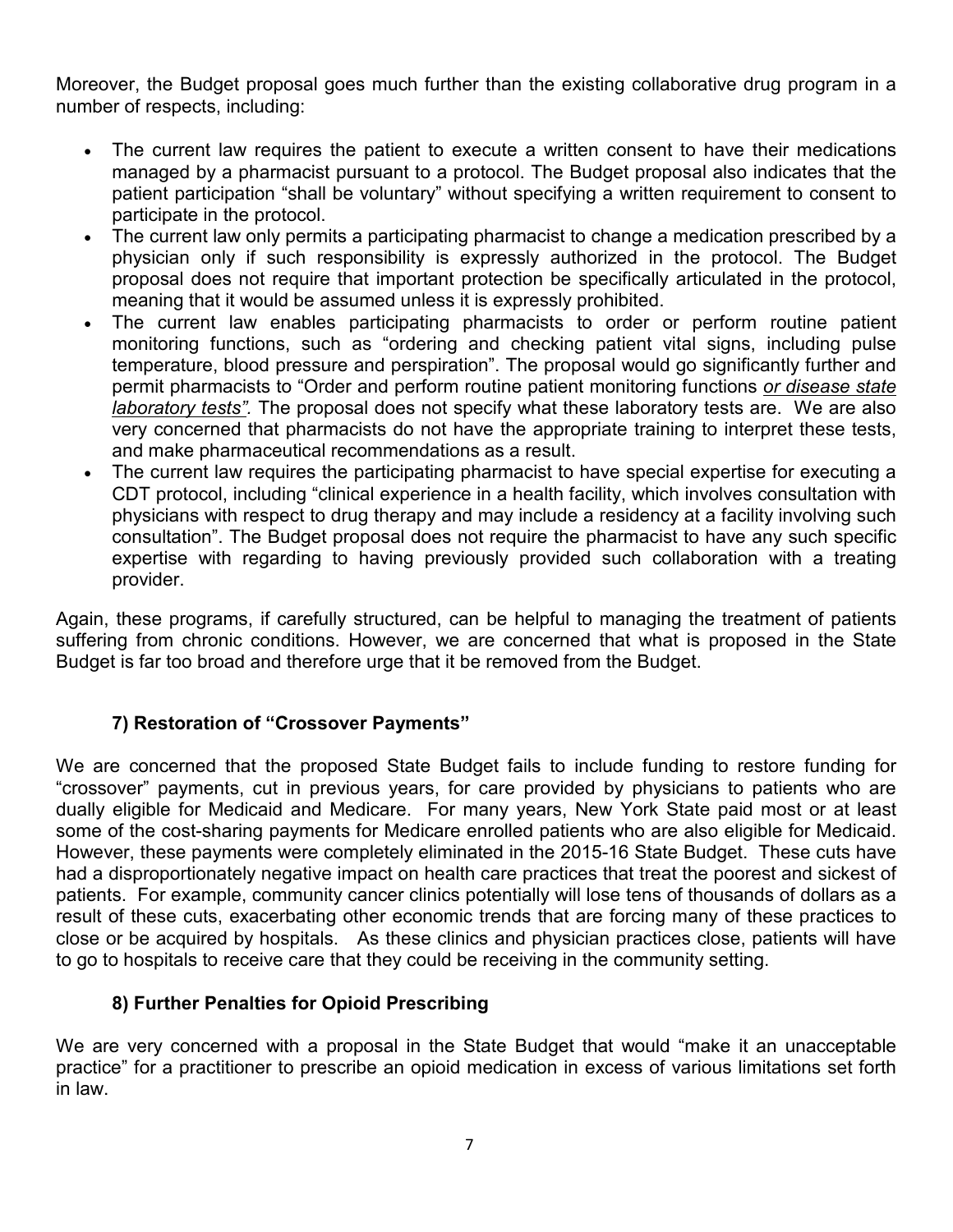Moreover, the Budget proposal goes much further than the existing collaborative drug program in a number of respects, including:

- The current law requires the patient to execute a written consent to have their medications managed by a pharmacist pursuant to a protocol. The Budget proposal also indicates that the patient participation "shall be voluntary" without specifying a written requirement to consent to participate in the protocol.
- The current law only permits a participating pharmacist to change a medication prescribed by a physician only if such responsibility is expressly authorized in the protocol. The Budget proposal does not require that important protection be specifically articulated in the protocol, meaning that it would be assumed unless it is expressly prohibited.
- The current law enables participating pharmacists to order or perform routine patient monitoring functions, such as "ordering and checking patient vital signs, including pulse temperature, blood pressure and perspiration". The proposal would go significantly further and permit pharmacists to "Order and perform routine patient monitoring functions *<u>or disease state laboratory tests</u>"*. The proposal does not specify what these laboratory tests are. We are also very concerned that pharmacists do not have the appropriate training to interpret these tests, and make pharmaceutical recommendations as a result.
- The current law requires the participating pharmacist to have special expertise for executing a CDT protocol, including "clinical experience in a health facility, which involves consultation with physicians with respect to drug therapy and may include a residency at a facility involving such consultation". The Budget proposal does not require the pharmacist to have any such specific expertise with regarding to having previously provided such collaboration with a treating provider.

Again, these programs, if carefully structured, can be helpful to managing the treatment of patients suffering from chronic conditions. However, we are concerned that what is proposed in the State Budget is far too broad and therefore urge that it be removed from the Budget.

### 7) Restoration of "Crossover Payments"

We are concerned that the proposed State Budget fails to include funding to restore funding for "crossover" payments, cut in previous years, for care provided by physicians to patients who are dually eligible for Medicaid and Medicare. For many years, New York State paid most or at least some of the cost-sharing payments for Medicare enrolled patients who are also eligible for Medicaid. However, these payments were completely eliminated in the 2015-16 State Budget. These cuts have had a disproportionately negative impact on health care practices that treat the poorest and sickest of patients. For example, community cancer clinics potentially will lose tens of thousands of dollars as a result of these cuts, exacerbating other economic trends that are forcing many of these practices to close or be acquired by hospitals. As these clinics and physician practices close, patients will have to go to hospitals to receive care that they could be receiving in the community setting.

### 8) Further Penalties for Opioid Prescribing

We are very concerned with a proposal in the State Budget that would "make it an unacceptable practice" for a practitioner to prescribe an opioid medication in excess of various limitations set forth in law.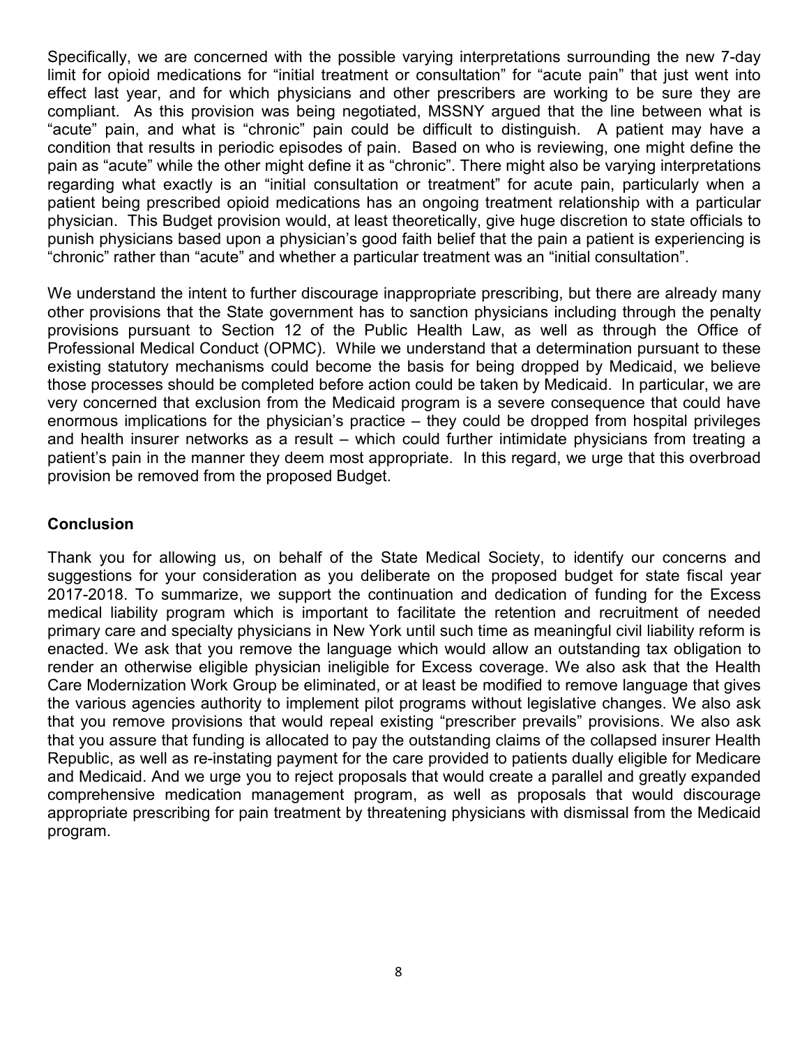Specifically, we are concerned with the possible varying interpretations surrounding the new 7-day limit for opioid medications for "initial treatment or consultation" for "acute pain" that just went into effect last year, and for which physicians and other prescribers are working to be sure they are compliant. As this provision was being negotiated, MSSNY argued that the line between what is "acute" pain, and what is "chronic" pain could be difficult to distinguish. A patient may have a condition that results in periodic episodes of pain. Based on who is reviewing, one might define the pain as "acute" while the other might define it as "chronic". There might also be varying interpretations regarding what exactly is an "initial consultation or treatment" for acute pain, particularly when a patient being prescribed opioid medications has an ongoing treatment relationship with a particular physician. This Budget provision would, at least theoretically, give huge discretion to state officials to punish physicians based upon a physician's good faith belief that the pain a patient is experiencing is "chronic" rather than "acute" and whether a particular treatment was an "initial consultation".

We understand the intent to further discourage inappropriate prescribing, but there are already many other provisions that the State government has to sanction physicians including through the penalty provisions pursuant to Section 12 of the Public Health Law, as well as through the Office of Professional Medical Conduct (OPMC). While we understand that a determination pursuant to these existing statutory mechanisms could become the basis for being dropped by Medicaid, we believe those processes should be completed before action could be taken by Medicaid. In particular, we are very concerned that exclusion from the Medicaid program is a severe consequence that could have enormous implications for the physician's practice – they could be dropped from hospital privileges and health insurer networks as a result – which could further intimidate physicians from treating a patient's pain in the manner they deem most appropriate. In this regard, we urge that this overbroad provision be removed from the proposed Budget.

**Conclusion**

Thank you for allowing us, on behalf of the State Medical Society, to identify our concerns and suggestions for your consideration as you deliberate on the proposed budget for state fiscal year 2017-2018. To summarize, we support the continuation and dedication of funding for the Excess medical liability program which is important to facilitate the retention and recruitment of needed primary care and specialty physicians in New York until such time as meaningful civil liability reform is enacted. We ask that you remove the language which would allow an outstanding tax obligation to render an otherwise eligible physician ineligible for Excess coverage. We also ask that the Health Care Modernization Work Group be eliminated, or at least be modified to remove language that gives the various agencies authority to implement pilot programs without legislative changes. We also ask that you remove provisions that would repeal existing "prescriber prevails" provisions. We also ask that you assure that funding is allocated to pay the outstanding claims of the collapsed insurer Health Republic, as well as re-instating payment for the care provided to patients dually eligible for Medicare and Medicaid. And we urge you to reject proposals that would create a parallel and greatly expanded comprehensive medication management program, as well as proposals that would discourage appropriate prescribing for pain treatment by threatening physicians with dismissal from the Medicaid program.